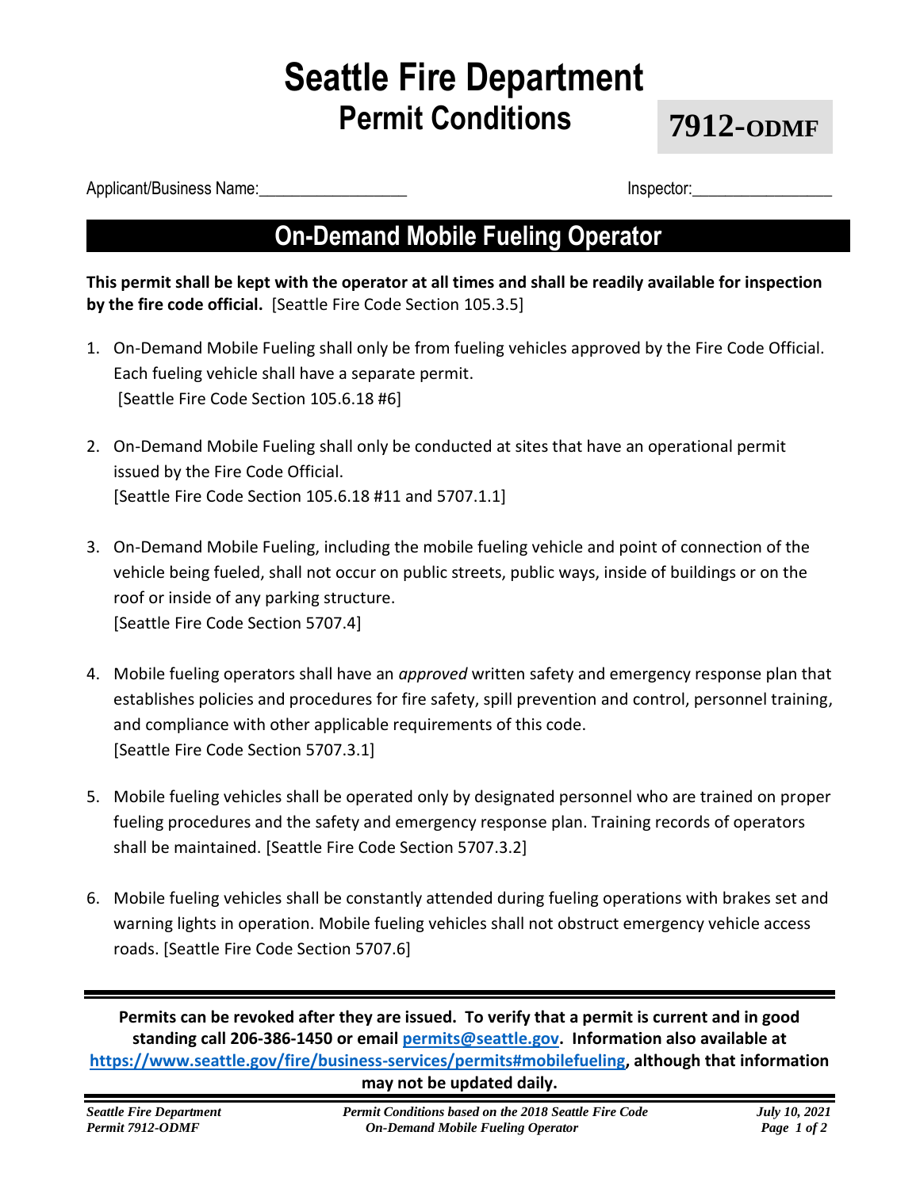# Seattle Fire Department
## Permit Conditions

**7912-ODMF**

Applicant/Business Name:__________________ Inspector:_________________

## On-Demand Mobile Fueling Operator

**This permit shall be kept with the operator at all times and shall be readily available for inspection by the fire code official.** [Seattle Fire Code Section 105.3.5]

1. On-Demand Mobile Fueling shall only be from fueling vehicles approved by the Fire Code Official. Each fueling vehicle shall have a separate permit.
   [Seattle Fire Code Section 105.6.18 #6]

2. On-Demand Mobile Fueling shall only be conducted at sites that have an operational permit issued by the Fire Code Official.
   [Seattle Fire Code Section 105.6.18 #11 and 5707.1.1]

3. On-Demand Mobile Fueling, including the mobile fueling vehicle and point of connection of the vehicle being fueled, shall not occur on public streets, public ways, inside of buildings or on the roof or inside of any parking structure.
   [Seattle Fire Code Section 5707.4]

4. Mobile fueling operators shall have an *approved* written safety and emergency response plan that establishes policies and procedures for fire safety, spill prevention and control, personnel training, and compliance with other applicable requirements of this code.
   [Seattle Fire Code Section 5707.3.1]

5. Mobile fueling vehicles shall be operated only by designated personnel who are trained on proper fueling procedures and the safety and emergency response plan. Training records of operators shall be maintained. [Seattle Fire Code Section 5707.3.2]

6. Mobile fueling vehicles shall be constantly attended during fueling operations with brakes set and warning lights in operation. Mobile fueling vehicles shall not obstruct emergency vehicle access roads. [Seattle Fire Code Section 5707.6]

---

**Permits can be revoked after they are issued. To verify that a permit is current and in good standing call 206-386-1450 or email [permits@seattle.gov](mailto:permits@seattle.gov). Information also available at [https://www.seattle.gov/fire/business-services/permits#mobilefueling](https://www.seattle.gov/fire/business-services/permits#mobilefueling), although that information may not be updated daily.**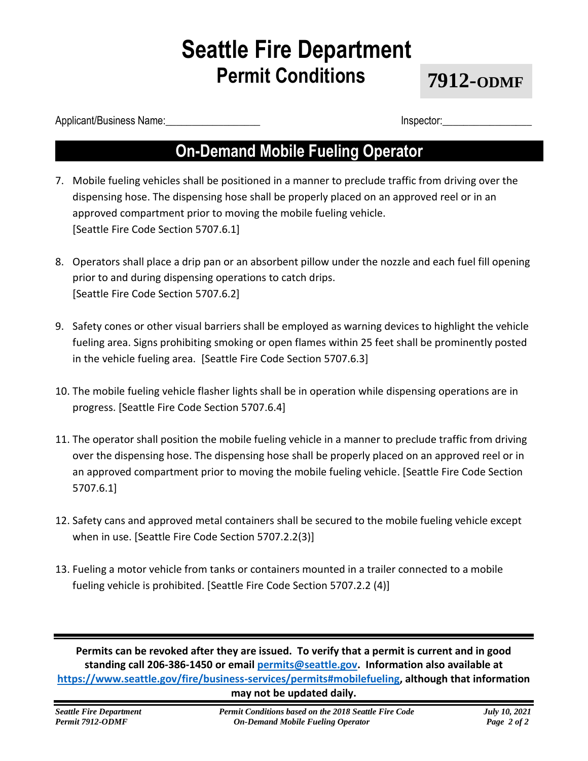# Seattle Fire Department
## Permit Conditions

**7912-ODMF**

Applicant/Business Name:__________________ Inspector:_________________

## On-Demand Mobile Fueling Operator

7. Mobile fueling vehicles shall be positioned in a manner to preclude traffic from driving over the dispensing hose. The dispensing hose shall be properly placed on an approved reel or in an approved compartment prior to moving the mobile fueling vehicle.
   [Seattle Fire Code Section 5707.6.1]

8. Operators shall place a drip pan or an absorbent pillow under the nozzle and each fuel fill opening prior to and during dispensing operations to catch drips.
   [Seattle Fire Code Section 5707.6.2]

9. Safety cones or other visual barriers shall be employed as warning devices to highlight the vehicle fueling area. Signs prohibiting smoking or open flames within 25 feet shall be prominently posted in the vehicle fueling area. [Seattle Fire Code Section 5707.6.3]

10. The mobile fueling vehicle flasher lights shall be in operation while dispensing operations are in progress. [Seattle Fire Code Section 5707.6.4]

11. The operator shall position the mobile fueling vehicle in a manner to preclude traffic from driving over the dispensing hose. The dispensing hose shall be properly placed on an approved reel or in an approved compartment prior to moving the mobile fueling vehicle. [Seattle Fire Code Section 5707.6.1]

12. Safety cans and approved metal containers shall be secured to the mobile fueling vehicle except when in use. [Seattle Fire Code Section 5707.2.2(3)]

13. Fueling a motor vehicle from tanks or containers mounted in a trailer connected to a mobile fueling vehicle is prohibited. [Seattle Fire Code Section 5707.2.2 (4)]

---

**Permits can be revoked after they are issued. To verify that a permit is current and in good standing call 206-386-1450 or email [permits@seattle.gov](mailto:permits@seattle.gov). Information also available at [https://www.seattle.gov/fire/business-services/permits#mobilefueling](https://www.seattle.gov/fire/business-services/permits#mobilefueling), although that information may not be updated daily.**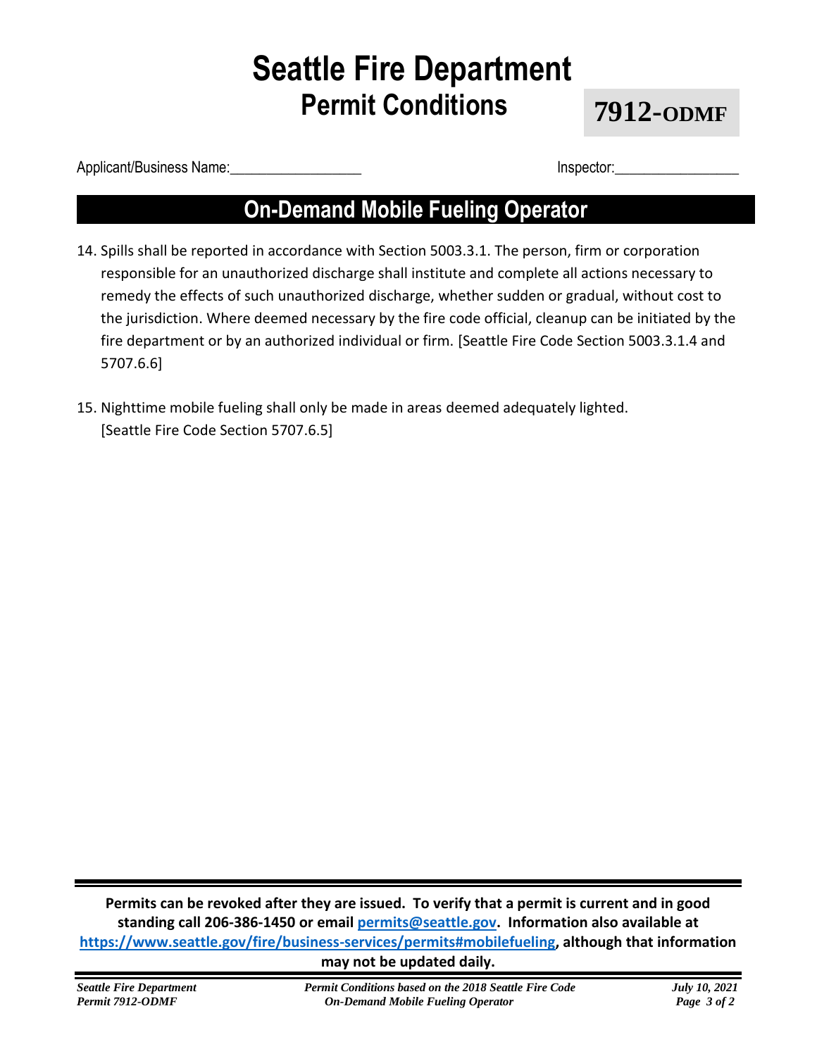# Seattle Fire Department
## Permit Conditions

**7912-ODMF**

Applicant/Business Name:__________________ Inspector:_________________

## On-Demand Mobile Fueling Operator

14. Spills shall be reported in accordance with Section 5003.3.1. The person, firm or corporation responsible for an unauthorized discharge shall institute and complete all actions necessary to remedy the effects of such unauthorized discharge, whether sudden or gradual, without cost to the jurisdiction. Where deemed necessary by the fire code official, cleanup can be initiated by the fire department or by an authorized individual or firm. [Seattle Fire Code Section 5003.3.1.4 and 5707.6.6]

15. Nighttime mobile fueling shall only be made in areas deemed adequately lighted. [Seattle Fire Code Section 5707.6.5]

**Permits can be revoked after they are issued. To verify that a permit is current and in good standing call 206-386-1450 or email [permits@seattle.gov](mailto:permits@seattle.gov). Information also available at [https://www.seattle.gov/fire/business-services/permits#mobilefueling](https://www.seattle.gov/fire/business-services/permits#mobilefueling), although that information may not be updated daily.**